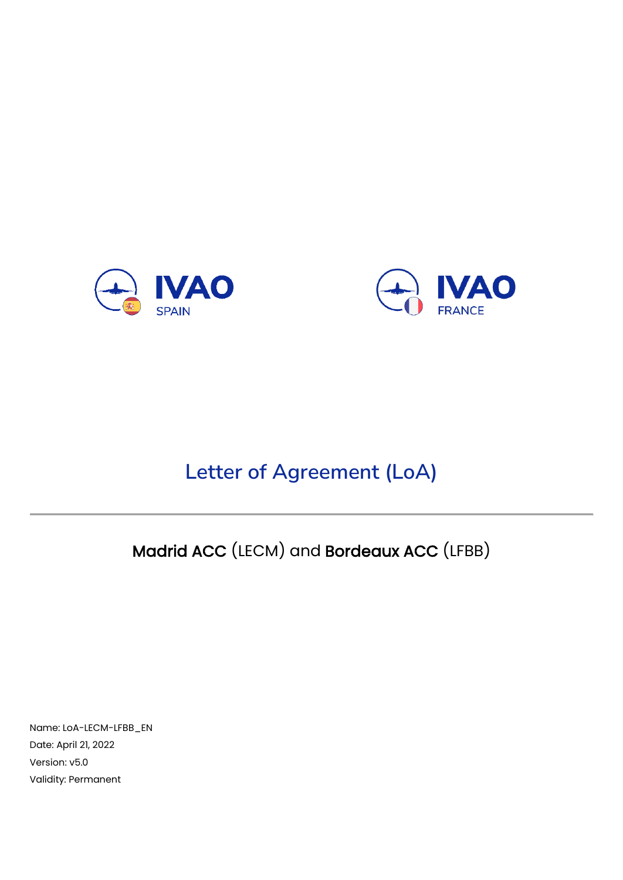IVAO SPAIN

IVAO FRANCE

# Letter of Agreement (LoA)

---

## **Madrid ACC** (LECM) and **Bordeaux ACC** (LFBB)

Name: LoA-LECM-LFBB_EN
Date: April 21, 2022
Version: v5.0
Validity: Permanent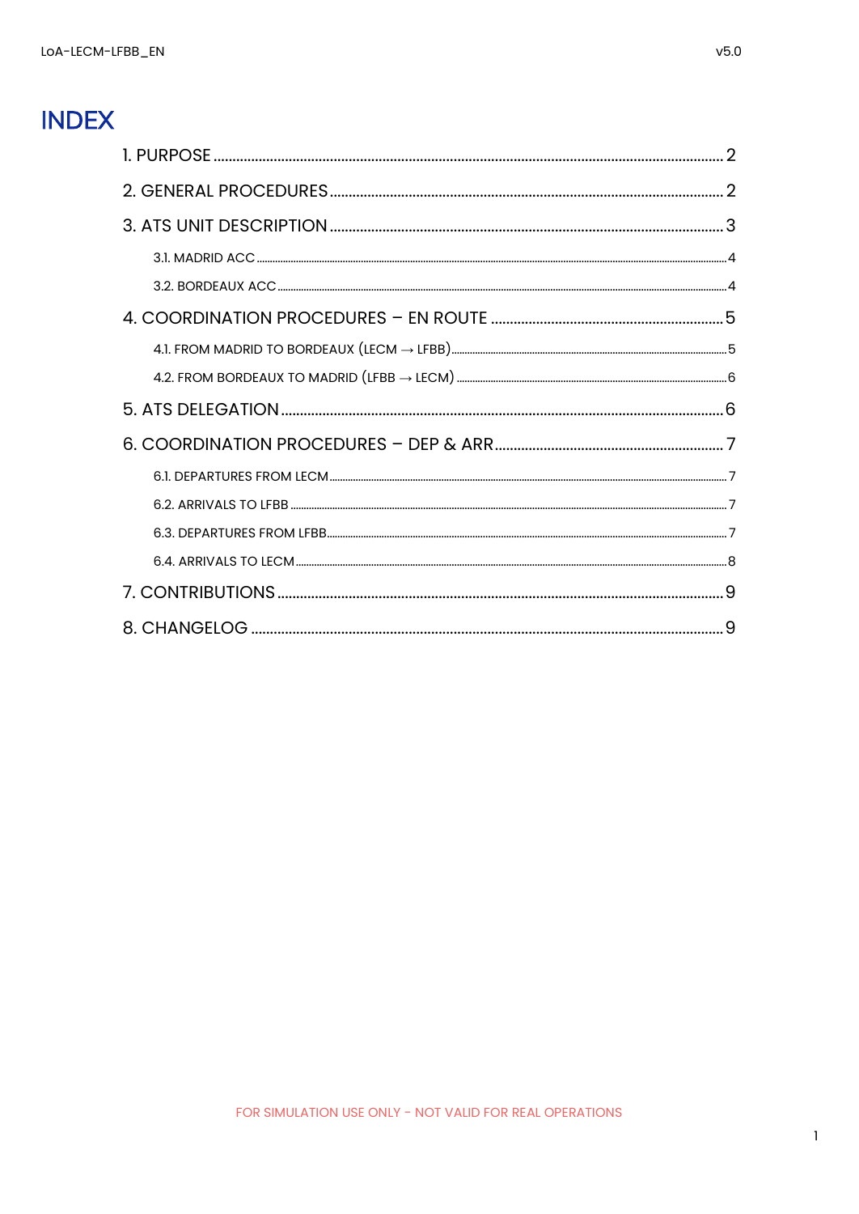# INDEX

1. PURPOSE ........ 2
2. GENERAL PROCEDURES ........ 2
3. ATS UNIT DESCRIPTION ........ 3
   - 3.1. MADRID ACC ........ 4
   - 3.2. BORDEAUX ACC ........ 4
4. COORDINATION PROCEDURES – EN ROUTE ........ 5
   - 4.1. FROM MADRID TO BORDEAUX (LECM → LFBB) ........ 5
   - 4.2. FROM BORDEAUX TO MADRID (LFBB → LECM) ........ 6
5. ATS DELEGATION ........ 6
6. COORDINATION PROCEDURES – DEP & ARR ........ 7
   - 6.1. DEPARTURES FROM LECM ........ 7
   - 6.2. ARRIVALS TO LFBB ........ 7
   - 6.3. DEPARTURES FROM LFBB ........ 7
   - 6.4. ARRIVALS TO LECM ........ 8
7. CONTRIBUTIONS ........ 9
8. CHANGELOG ........ 9

FOR SIMULATION USE ONLY - NOT VALID FOR REAL OPERATIONS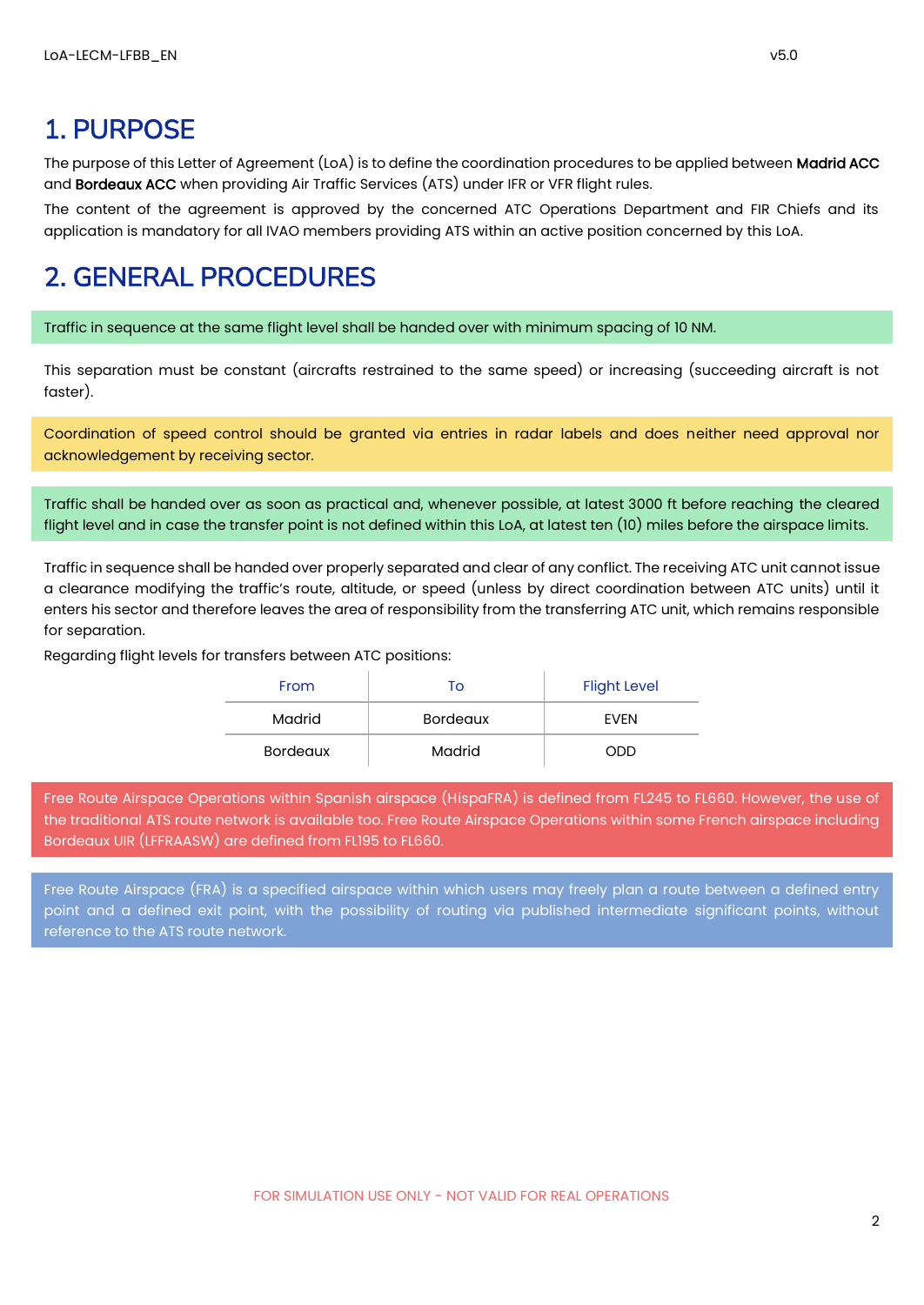# 1. PURPOSE

The purpose of this Letter of Agreement (LoA) is to define the coordination procedures to be applied between **Madrid ACC** and **Bordeaux ACC** when providing Air Traffic Services (ATS) under IFR or VFR flight rules.

The content of the agreement is approved by the concerned ATC Operations Department and FIR Chiefs and its application is mandatory for all IVAO members providing ATS within an active position concerned by this LoA.

# 2. GENERAL PROCEDURES

Traffic in sequence at the same flight level shall be handed over with minimum spacing of 10 NM.

This separation must be constant (aircrafts restrained to the same speed) or increasing (succeeding aircraft is not faster).

Coordination of speed control should be granted via entries in radar labels and does neither need approval nor acknowledgement by receiving sector.

Traffic shall be handed over as soon as practical and, whenever possible, at latest 3000 ft before reaching the cleared flight level and in case the transfer point is not defined within this LoA, at latest ten (10) miles before the airspace limits.

Traffic in sequence shall be handed over properly separated and clear of any conflict. The receiving ATC unit cannot issue a clearance modifying the traffic's route, altitude, or speed (unless by direct coordination between ATC units) until it enters his sector and therefore leaves the area of responsibility from the transferring ATC unit, which remains responsible for separation.

Regarding flight levels for transfers between ATC positions:

| From | To | Flight Level |
|---|---|---|
| Madrid | Bordeaux | EVEN |
| Bordeaux | Madrid | ODD |

Free Route Airspace Operations within Spanish airspace (HispaFRA) is defined from FL245 to FL660. However, the use of the traditional ATS route network is available too. Free Route Airspace Operations within some French airspace including Bordeaux UIR (LFFRAASW) are defined from FL195 to FL660.

Free Route Airspace (FRA) is a specified airspace within which users may freely plan a route between a defined entry point and a defined exit point, with the possibility of routing via published intermediate significant points, without reference to the ATS route network.

FOR SIMULATION USE ONLY - NOT VALID FOR REAL OPERATIONS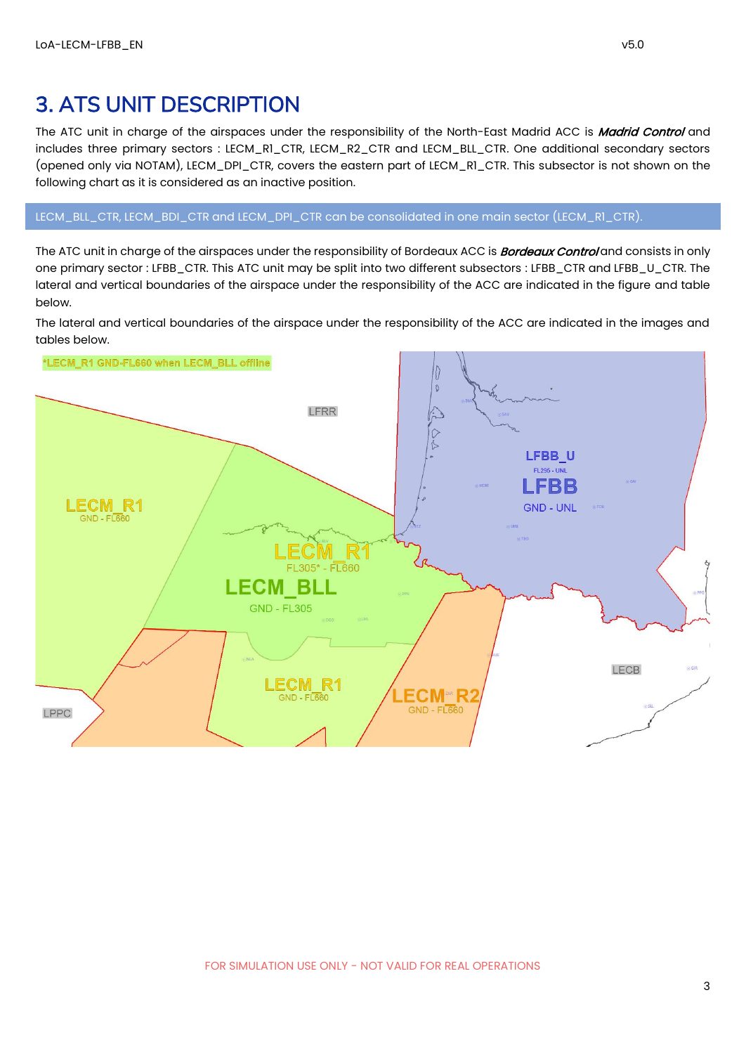# 3. ATS UNIT DESCRIPTION

The ATC unit in charge of the airspaces under the responsibility of the North-East Madrid ACC is ***Madrid Control*** and includes three primary sectors : LECM_R1_CTR, LECM_R2_CTR and LECM_BLL_CTR. One additional secondary sectors (opened only via NOTAM), LECM_DPI_CTR, covers the eastern part of LECM_R1_CTR. This subsector is not shown on the following chart as it is considered as an inactive position.

LECM_BLL_CTR, LECM_BDI_CTR and LECM_DPI_CTR can be consolidated in one main sector (LECM_R1_CTR).

The ATC unit in charge of the airspaces under the responsibility of Bordeaux ACC is ***Bordeaux Control*** and consists in only one primary sector : LFBB_CTR. This ATC unit may be split into two different subsectors : LFBB_CTR and LFBB_U_CTR. The lateral and vertical boundaries of the airspace under the responsibility of the ACC are indicated in the figure and table below.

The lateral and vertical boundaries of the airspace under the responsibility of the ACC are indicated in the images and tables below.

*LECM_R1 GND-FL660 when LECM_BLL offline

LFRR

LECM_R1 GND - FL660

LFBB_U FL295 - UNL

LFBB GND - UNL

LECM_R1 FL305* - FL660

LECM_BLL GND - FL305

LECM_R1 GND - FL660

LECM_R2 GND - FL660

LECB

LPPC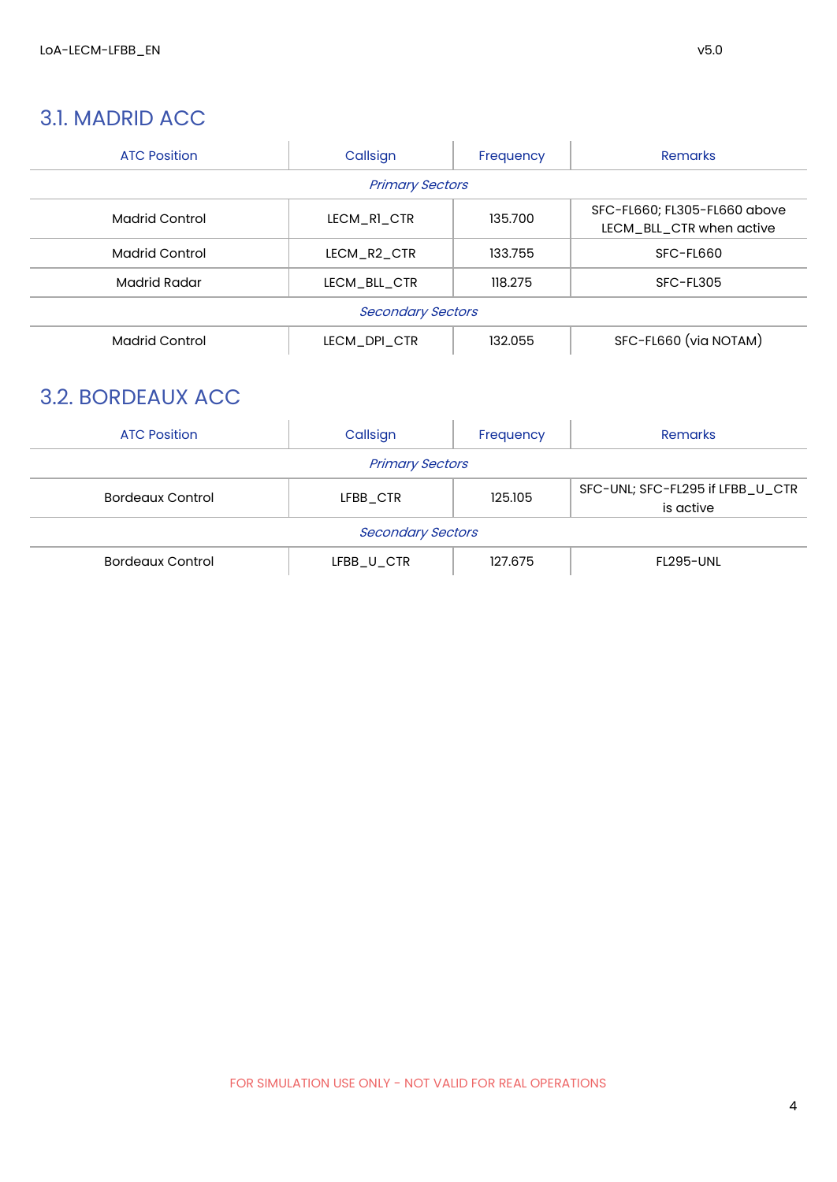## 3.1. MADRID ACC

| ATC Position | Callsign | Frequency | Remarks |
|---|---|---|---|
| *Primary Sectors* | | | |
| Madrid Control | LECM_R1_CTR | 135.700 | SFC-FL660; FL305-FL660 above LECM_BLL_CTR when active |
| Madrid Control | LECM_R2_CTR | 133.755 | SFC-FL660 |
| Madrid Radar | LECM_BLL_CTR | 118.275 | SFC-FL305 |
| *Secondary Sectors* | | | |
| Madrid Control | LECM_DPI_CTR | 132.055 | SFC-FL660 (via NOTAM) |

## 3.2. BORDEAUX ACC

| ATC Position | Callsign | Frequency | Remarks |
|---|---|---|---|
| *Primary Sectors* | | | |
| Bordeaux Control | LFBB_CTR | 125.105 | SFC-UNL; SFC-FL295 if LFBB_U_CTR is active |
| *Secondary Sectors* | | | |
| Bordeaux Control | LFBB_U_CTR | 127.675 | FL295-UNL |

FOR SIMULATION USE ONLY - NOT VALID FOR REAL OPERATIONS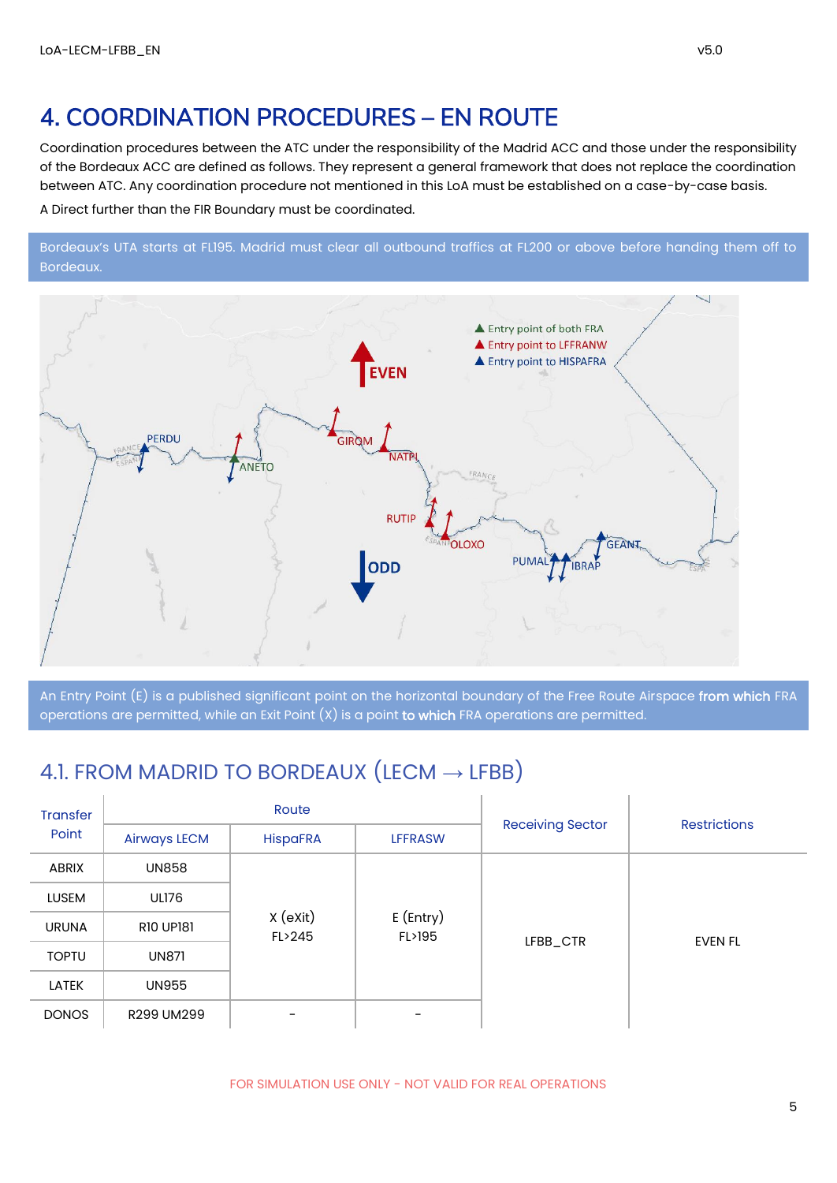# 4. COORDINATION PROCEDURES – EN ROUTE

Coordination procedures between the ATC under the responsibility of the Madrid ACC and those under the responsibility of the Bordeaux ACC are defined as follows. They represent a general framework that does not replace the coordination between ATC. Any coordination procedure not mentioned in this LoA must be established on a case-by-case basis.

A Direct further than the FIR Boundary must be coordinated.

Bordeaux's UTA starts at FL195. Madrid must clear all outbound traffics at FL200 or above before handing them off to Bordeaux.

An Entry Point (E) is a published significant point on the horizontal boundary of the Free Route Airspace **from which** FRA operations are permitted, while an Exit Point (X) is a point **to which** FRA operations are permitted.

## 4.1. FROM MADRID TO BORDEAUX (LECM → LFBB)

| Transfer Point | Route | | | Receiving Sector | Restrictions |
|---|---|---|---|---|---|
| | Airways LECM | HispaFRA | LFFRASW | | |
| ABRIX | UN858 | X (eXit) FL>245 | E (Entry) FL>195 | LFBB_CTR | EVEN FL |
| LUSEM | UL176 | | | | |
| URUNA | R10 UP181 | | | | |
| TOPTU | UN871 | | | | |
| LATEK | UN955 | | | | |
| DONOS | R299 UM299 | - | - | | |

FOR SIMULATION USE ONLY - NOT VALID FOR REAL OPERATIONS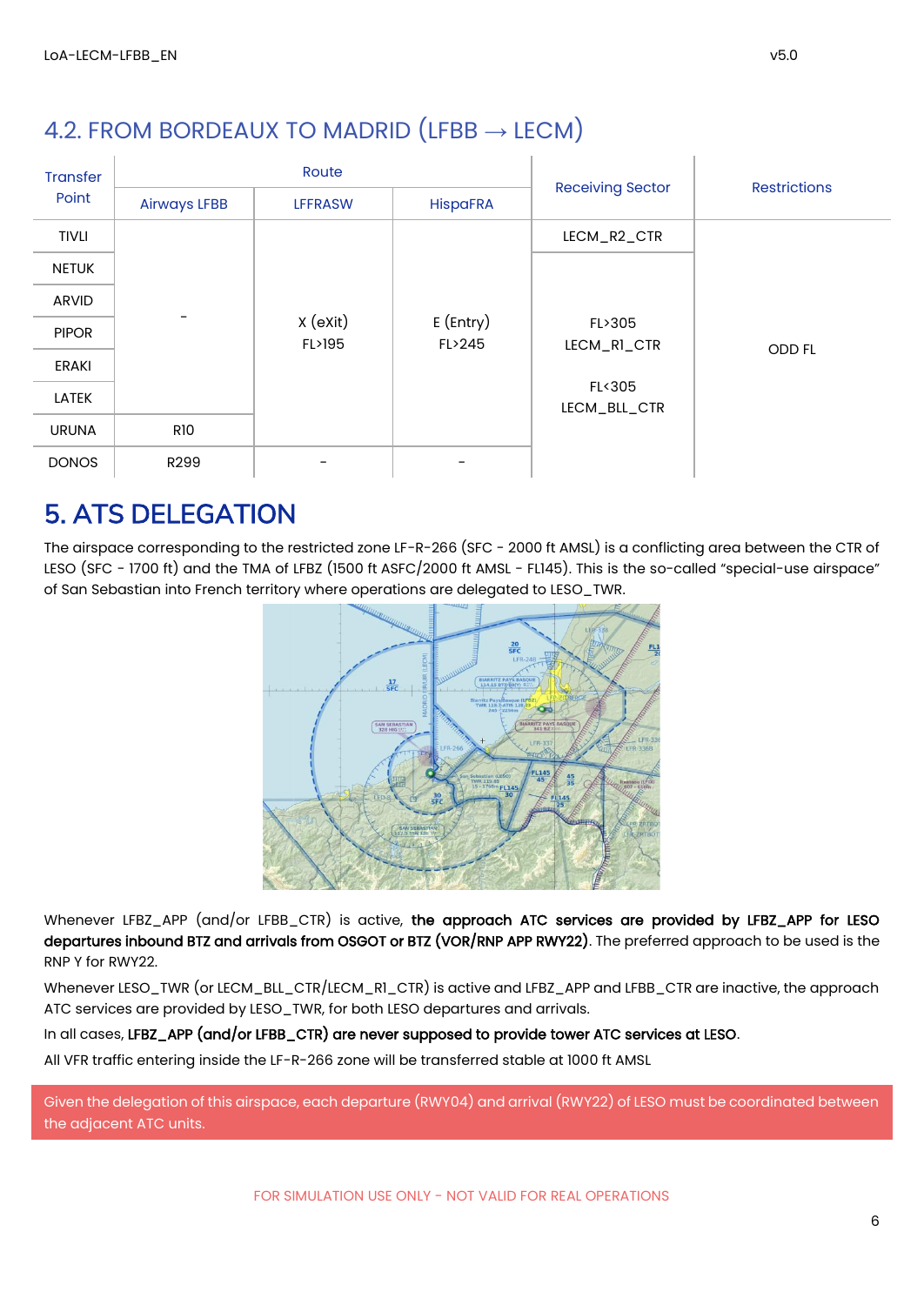## 4.2. FROM BORDEAUX TO MADRID (LFBB → LECM)

| Transfer Point | Route | | | Receiving Sector | Restrictions |
|---|---|---|---|---|---|
| | Airways LFBB | LFFRASW | HispaFRA | | |
| TIVLI | - | X (eXit) FL>195 | E (Entry) FL>245 | LECM_R2_CTR | ODD FL |
| NETUK | - | X (eXit) FL>195 | E (Entry) FL>245 | FL>305 LECM_R1_CTR FL<305 LECM_BLL_CTR | ODD FL |
| ARVID | - | X (eXit) FL>195 | E (Entry) FL>245 | FL>305 LECM_R1_CTR FL<305 LECM_BLL_CTR | ODD FL |
| PIPOR | - | X (eXit) FL>195 | E (Entry) FL>245 | FL>305 LECM_R1_CTR FL<305 LECM_BLL_CTR | ODD FL |
| ERAKI | - | X (eXit) FL>195 | E (Entry) FL>245 | FL>305 LECM_R1_CTR FL<305 LECM_BLL_CTR | ODD FL |
| LATEK | - | X (eXit) FL>195 | E (Entry) FL>245 | FL>305 LECM_R1_CTR FL<305 LECM_BLL_CTR | ODD FL |
| URUNA | R10 | X (eXit) FL>195 | E (Entry) FL>245 | FL>305 LECM_R1_CTR FL<305 LECM_BLL_CTR | ODD FL |
| DONOS | R299 | - | - | FL>305 LECM_R1_CTR FL<305 LECM_BLL_CTR | ODD FL |

# 5. ATS DELEGATION

The airspace corresponding to the restricted zone LF-R-266 (SFC - 2000 ft AMSL) is a conflicting area between the CTR of LESO (SFC - 1700 ft) and the TMA of LFBZ (1500 ft ASFC/2000 ft AMSL - FL145). This is the so-called "special-use airspace" of San Sebastian into French territory where operations are delegated to LESO_TWR.

Whenever LFBZ_APP (and/or LFBB_CTR) is active, **the approach ATC services are provided by LFBZ_APP for LESO departures inbound BTZ and arrivals from OSGOT or BTZ (VOR/RNP APP RWY22)**. The preferred approach to be used is the RNP Y for RWY22.

Whenever LESO_TWR (or LECM_BLL_CTR/LECM_R1_CTR) is active and LFBZ_APP and LFBB_CTR are inactive, the approach ATC services are provided by LESO_TWR, for both LESO departures and arrivals.

In all cases, **LFBZ_APP (and/or LFBB_CTR) are never supposed to provide tower ATC services at LESO**.

All VFR traffic entering inside the LF-R-266 zone will be transferred stable at 1000 ft AMSL

Given the delegation of this airspace, each departure (RWY04) and arrival (RWY22) of LESO must be coordinated between the adjacent ATC units.

FOR SIMULATION USE ONLY - NOT VALID FOR REAL OPERATIONS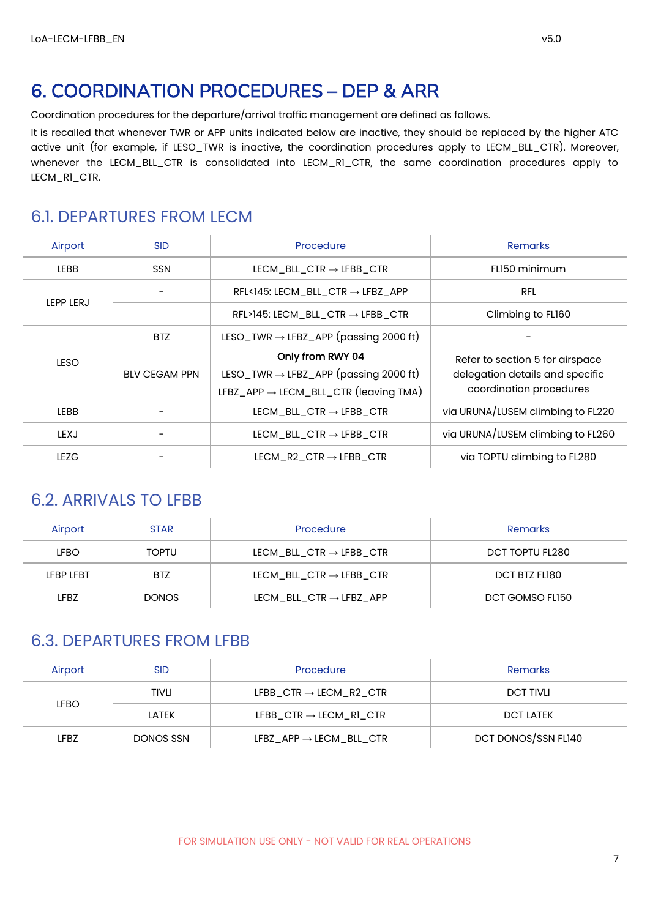# 6. COORDINATION PROCEDURES – DEP & ARR

Coordination procedures for the departure/arrival traffic management are defined as follows.

It is recalled that whenever TWR or APP units indicated below are inactive, they should be replaced by the higher ATC active unit (for example, if LESO_TWR is inactive, the coordination procedures apply to LECM_BLL_CTR). Moreover, whenever the LECM_BLL_CTR is consolidated into LECM_R1_CTR, the same coordination procedures apply to LECM_R1_CTR.

## 6.1. DEPARTURES FROM LECM

| Airport | SID | Procedure | Remarks |
|---|---|---|---|
| LEBB | SSN | LECM_BLL_CTR → LFBB_CTR | FL150 minimum |
| LEPP LERJ | - | RFL<145: LECM_BLL_CTR → LFBZ_APP | RFL |
| | | RFL>145: LECM_BLL_CTR → LFBB_CTR | Climbing to FL160 |
| LESO | BTZ | LESO_TWR → LFBZ_APP (passing 2000 ft) | - |
| | BLV CEGAM PPN | **Only from RWY 04**<br>LESO_TWR → LFBZ_APP (passing 2000 ft)<br>LFBZ_APP → LECM_BLL_CTR (leaving TMA) | Refer to section 5 for airspace delegation details and specific coordination procedures |
| LEBB | - | LECM_BLL_CTR → LFBB_CTR | via URUNA/LUSEM climbing to FL220 |
| LEXJ | - | LECM_BLL_CTR → LFBB_CTR | via URUNA/LUSEM climbing to FL260 |
| LEZG | - | LECM_R2_CTR → LFBB_CTR | via TOPTU climbing to FL280 |

## 6.2. ARRIVALS TO LFBB

| Airport | STAR | Procedure | Remarks |
|---|---|---|---|
| LFBO | TOPTU | LECM_BLL_CTR → LFBB_CTR | DCT TOPTU FL280 |
| LFBP LFBT | BTZ | LECM_BLL_CTR → LFBB_CTR | DCT BTZ FL180 |
| LFBZ | DONOS | LECM_BLL_CTR → LFBZ_APP | DCT GOMSO FL150 |

## 6.3. DEPARTURES FROM LFBB

| Airport | SID | Procedure | Remarks |
|---|---|---|---|
| LFBO | TIVLI | LFBB_CTR → LECM_R2_CTR | DCT TIVLI |
| | LATEK | LFBB_CTR → LECM_R1_CTR | DCT LATEK |
| LFBZ | DONOS SSN | LFBZ_APP → LECM_BLL_CTR | DCT DONOS/SSN FL140 |

FOR SIMULATION USE ONLY - NOT VALID FOR REAL OPERATIONS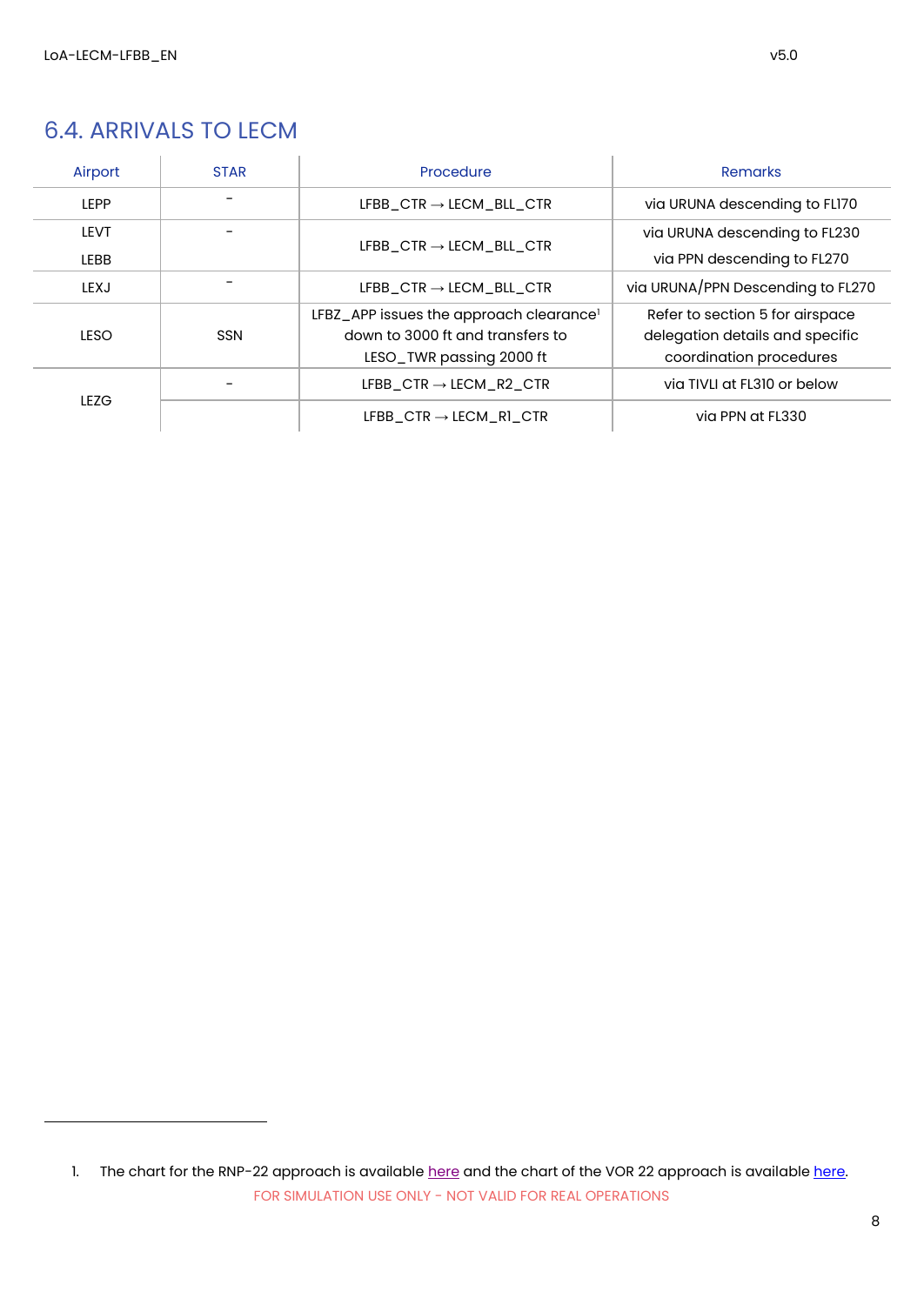## 6.4. ARRIVALS TO LECM

| Airport | STAR | Procedure | Remarks |
|---|---|---|---|
| LEPP | - | LFBB_CTR → LECM_BLL_CTR | via URUNA descending to FL170 |
| LEVT<br>LEBB | - | LFBB_CTR → LECM_BLL_CTR | via URUNA descending to FL230<br>via PPN descending to FL270 |
| LEXJ | - | LFBB_CTR → LECM_BLL_CTR | via URUNA/PPN Descending to FL270 |
| LESO | SSN | LFBZ_APP issues the approach clearance[1] down to 3000 ft and transfers to LESO_TWR passing 2000 ft | Refer to section 5 for airspace delegation details and specific coordination procedures |
| LEZG | - | LFBB_CTR → LECM_R2_CTR | via TIVLI at FL310 or below |
| | | LFBB_CTR → LECM_R1_CTR | via PPN at FL330 |

1. The chart for the RNP-22 approach is available here and the chart of the VOR 22 approach is available here.

FOR SIMULATION USE ONLY - NOT VALID FOR REAL OPERATIONS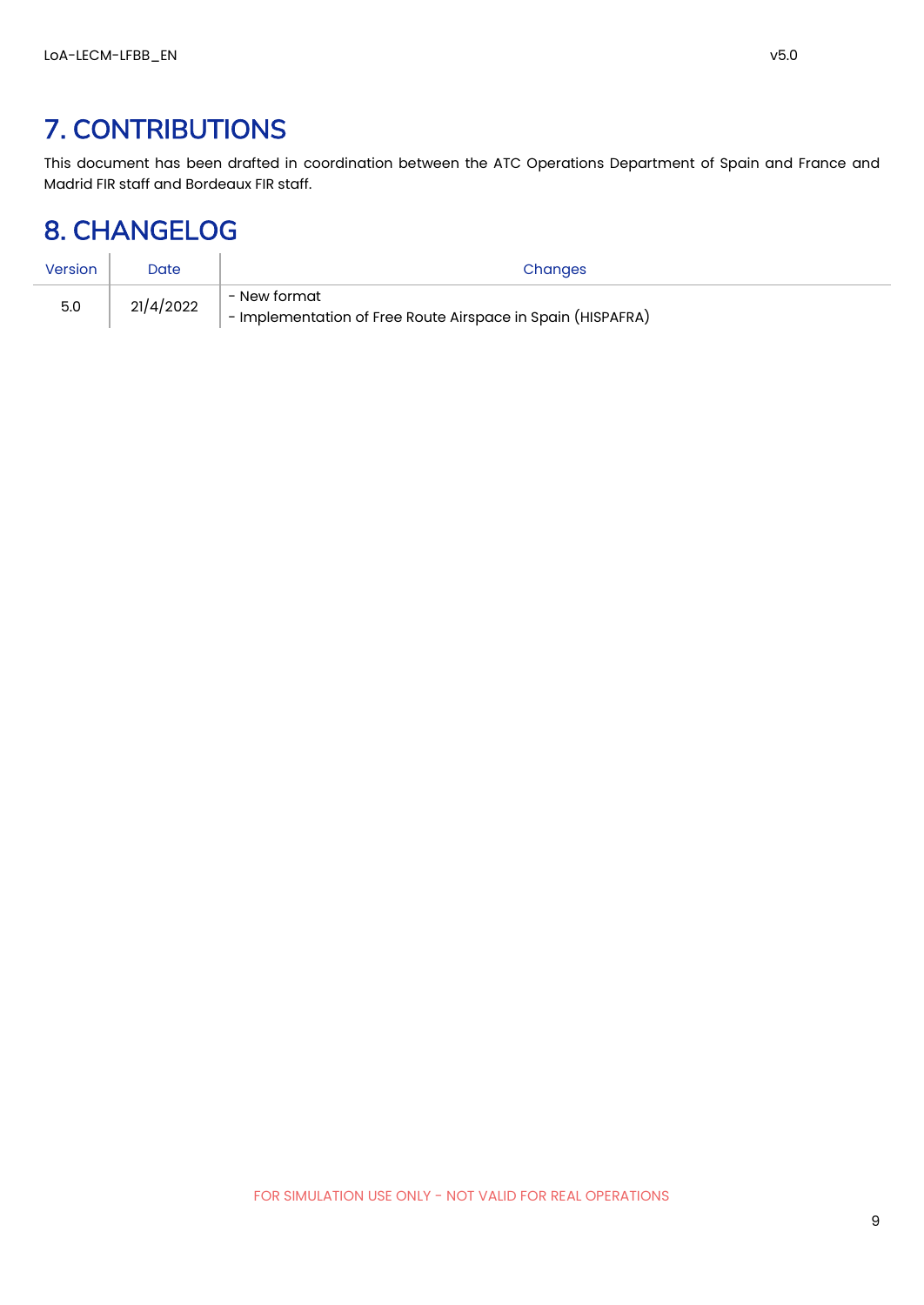# 7. CONTRIBUTIONS

This document has been drafted in coordination between the ATC Operations Department of Spain and France and Madrid FIR staff and Bordeaux FIR staff.

# 8. CHANGELOG

| Version | Date | Changes |
|---|---|---|
| 5.0 | 21/4/2022 | - New format<br>- Implementation of Free Route Airspace in Spain (HISPAFRA) |

FOR SIMULATION USE ONLY - NOT VALID FOR REAL OPERATIONS